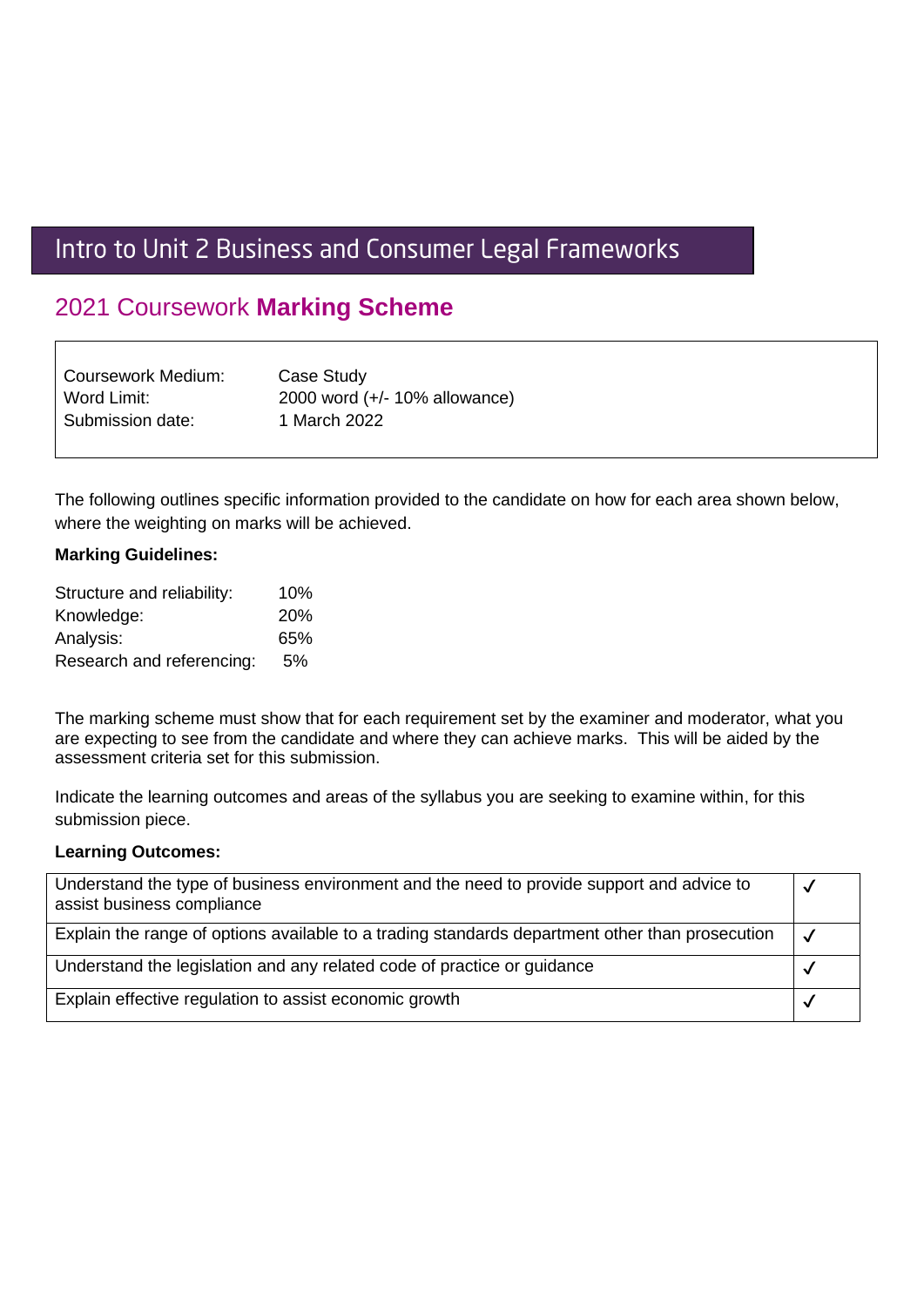# Intro to Unit 2 Business and Consumer Legal Frameworks

## 2021 Coursework **Marking Scheme**

| | |
|---|---|
| Coursework Medium: | Case Study |
| Word Limit: | 2000 word (+/- 10% allowance) |
| Submission date: | 1 March 2022 |

The following outlines specific information provided to the candidate on how for each area shown below, where the weighting on marks will be achieved.

**Marking Guidelines:**

| | |
|---|---|
| Structure and reliability: | 10% |
| Knowledge: | 20% |
| Analysis: | 65% |
| Research and referencing: | 5% |

The marking scheme must show that for each requirement set by the examiner and moderator, what you are expecting to see from the candidate and where they can achieve marks. This will be aided by the assessment criteria set for this submission.

Indicate the learning outcomes and areas of the syllabus you are seeking to examine within, for this submission piece.

**Learning Outcomes:**

| | |
|---|---|
| Understand the type of business environment and the need to provide support and advice to assist business compliance | ✓ |
| Explain the range of options available to a trading standards department other than prosecution | ✓ |
| Understand the legislation and any related code of practice or guidance | ✓ |
| Explain effective regulation to assist economic growth | ✓ |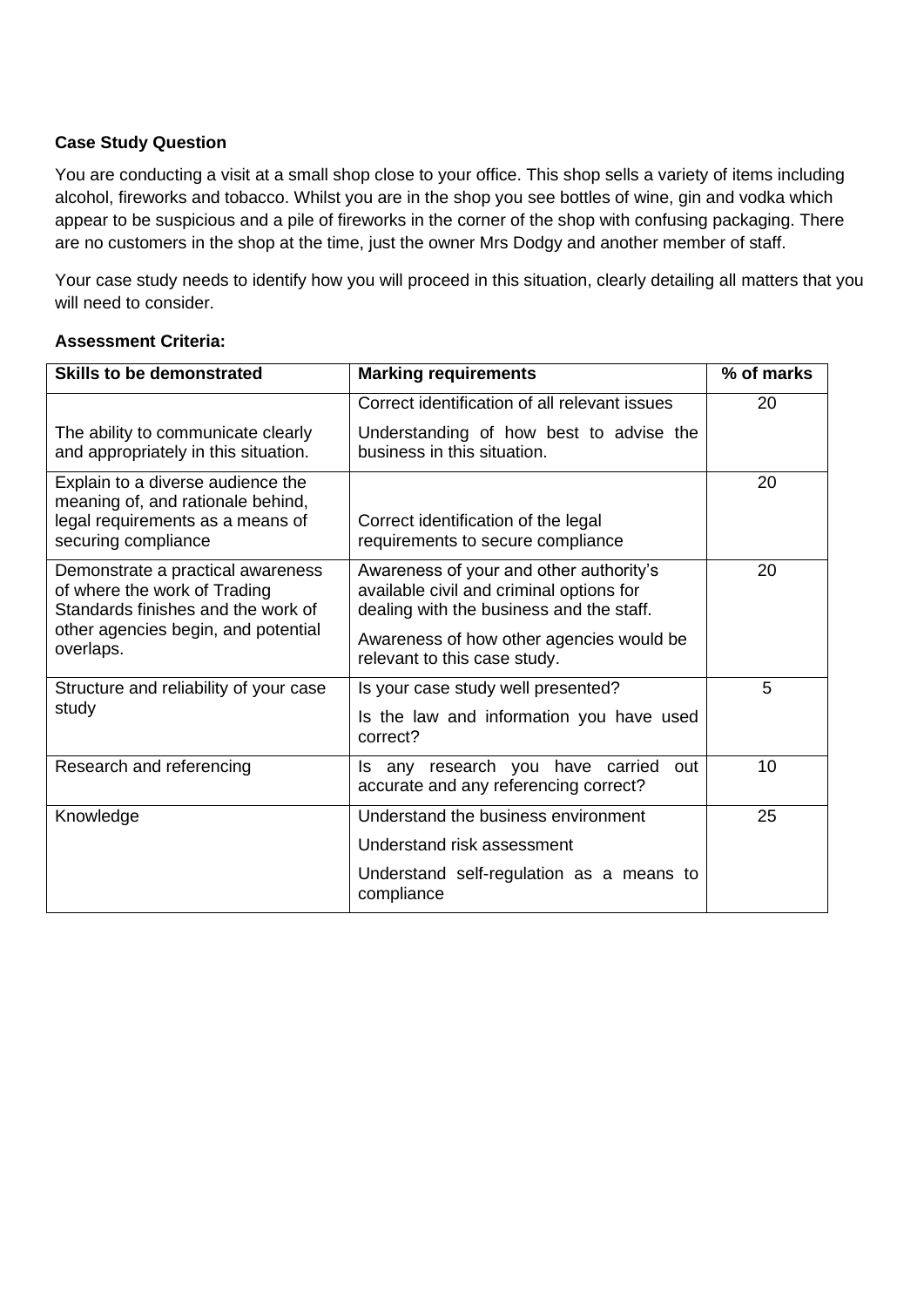**Case Study Question**

You are conducting a visit at a small shop close to your office. This shop sells a variety of items including alcohol, fireworks and tobacco. Whilst you are in the shop you see bottles of wine, gin and vodka which appear to be suspicious and a pile of fireworks in the corner of the shop with confusing packaging. There are no customers in the shop at the time, just the owner Mrs Dodgy and another member of staff.

Your case study needs to identify how you will proceed in this situation, clearly detailing all matters that you will need to consider.

**Assessment Criteria:**

| Skills to be demonstrated | Marking requirements | % of marks |
|---|---|---|
| The ability to communicate clearly and appropriately in this situation. | Correct identification of all relevant issues<br><br>Understanding of how best to advise the business in this situation. | 20 |
| Explain to a diverse audience the meaning of, and rationale behind, legal requirements as a means of securing compliance | Correct identification of the legal requirements to secure compliance | 20 |
| Demonstrate a practical awareness of where the work of Trading Standards finishes and the work of other agencies begin, and potential overlaps. | Awareness of your and other authority's available civil and criminal options for dealing with the business and the staff.<br><br>Awareness of how other agencies would be relevant to this case study. | 20 |
| Structure and reliability of your case study | Is your case study well presented?<br><br>Is the law and information you have used correct? | 5 |
| Research and referencing | Is any research you have carried out accurate and any referencing correct? | 10 |
| Knowledge | Understand the business environment<br><br>Understand risk assessment<br><br>Understand self-regulation as a means to compliance | 25 |